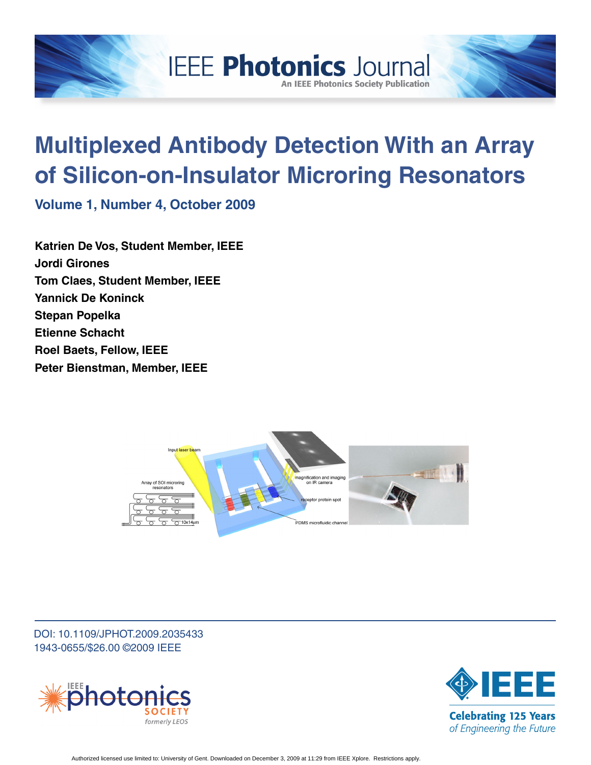IEEE Photonics Journal

An IEEE Photonics Society Publication

# Multiplexed Antibody Detection With an Array of Silicon-on-Insulator Microring Resonators

**Volume 1, Number 4, October 2009**

**Katrien De Vos, Student Member, IEEE**
**Jordi Girones**
**Tom Claes, Student Member, IEEE**
**Yannick De Koninck**
**Stepan Popelka**
**Etienne Schacht**
**Roel Baets, Fellow, IEEE**
**Peter Bienstman, Member, IEEE**

DOI: 10.1109/JPHOT.2009.2035433
1943-0655/$26.00 ©2009 IEEE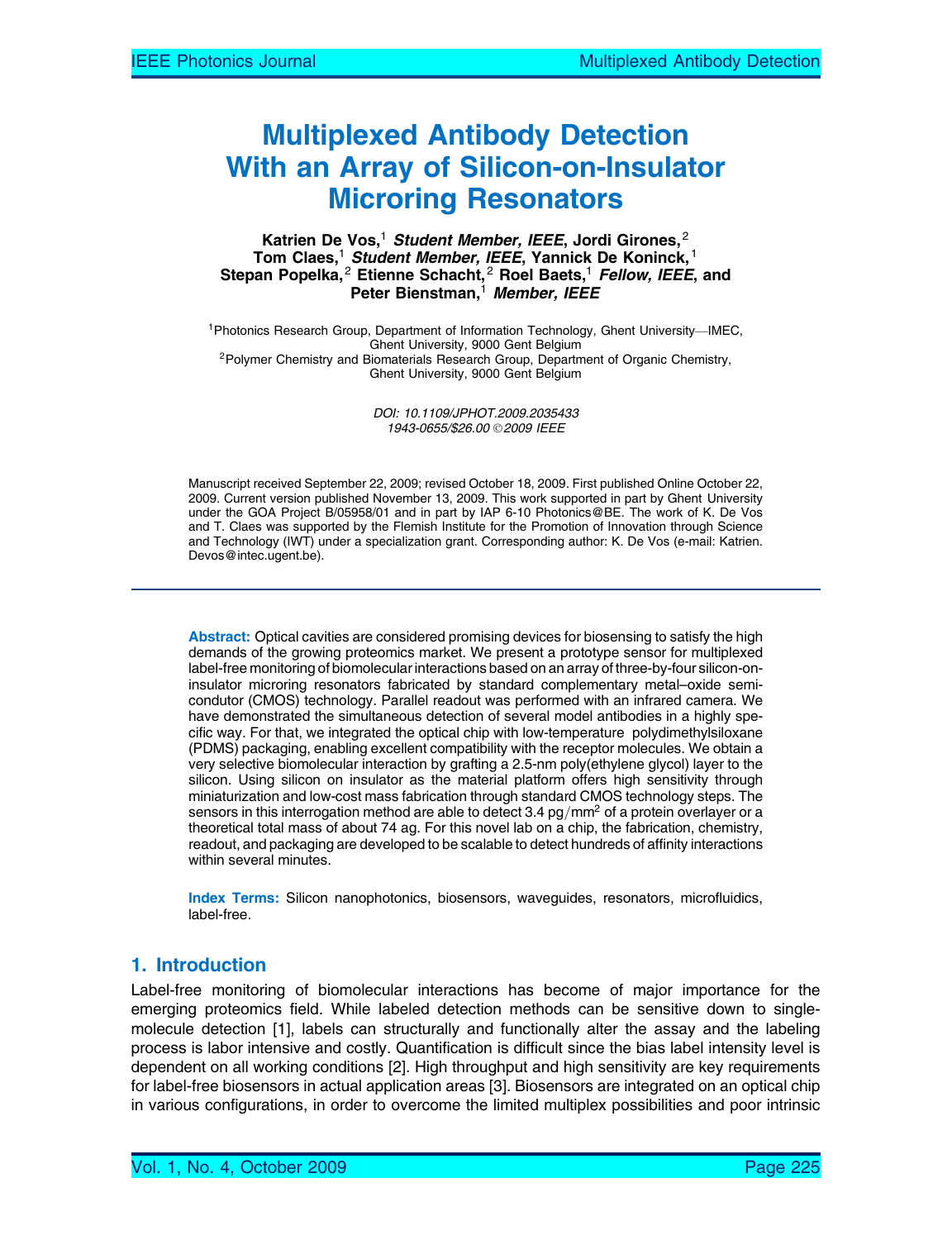# Multiplexed Antibody Detection With an Array of Silicon-on-Insulator Microring Resonators

**Katrien De Vos,**[1] ***Student Member, IEEE*****, Jordi Girones,**[2] **Tom Claes,**[1] ***Student Member, IEEE*****, Yannick De Koninck,**[1] **Stepan Popelka,**[2] **Etienne Schacht,**[2] **Roel Baets,**[1] ***Fellow, IEEE*****, and Peter Bienstman,**[1] ***Member, IEEE***

[1]Photonics Research Group, Department of Information Technology, Ghent University—IMEC, Ghent University, 9000 Gent Belgium
[2]Polymer Chemistry and Biomaterials Research Group, Department of Organic Chemistry, Ghent University, 9000 Gent Belgium

*DOI: 10.1109/JPHOT.2009.2035433*
*1943-0655/$26.00 ©2009 IEEE*

Manuscript received September 22, 2009; revised October 18, 2009. First published Online October 22, 2009. Current version published November 13, 2009. This work supported in part by Ghent University under the GOA Project B/05958/01 and in part by IAP 6-10 Photonics@BE. The work of K. De Vos and T. Claes was supported by the Flemish Institute for the Promotion of Innovation through Science and Technology (IWT) under a specialization grant. Corresponding author: K. De Vos (e-mail: Katrien.Devos@intec.ugent.be).

---

**Abstract:** Optical cavities are considered promising devices for biosensing to satisfy the high demands of the growing proteomics market. We present a prototype sensor for multiplexed label-free monitoring of biomolecular interactions based on an array of three-by-four silicon-on-insulator microring resonators fabricated by standard complementary metal–oxide semicondutor (CMOS) technology. Parallel readout was performed with an infrared camera. We have demonstrated the simultaneous detection of several model antibodies in a highly specific way. For that, we integrated the optical chip with low-temperature polydimethylsiloxane (PDMS) packaging, enabling excellent compatibility with the receptor molecules. We obtain a very selective biomolecular interaction by grafting a 2.5-nm poly(ethylene glycol) layer to the silicon. Using silicon on insulator as the material platform offers high sensitivity through miniaturization and low-cost mass fabrication through standard CMOS technology steps. The sensors in this interrogation method are able to detect 3.4 $\text{pg/mm}^2$ of a protein overlayer or a theoretical total mass of about 74 ag. For this novel lab on a chip, the fabrication, chemistry, readout, and packaging are developed to be scalable to detect hundreds of affinity interactions within several minutes.

**Index Terms:** Silicon nanophotonics, biosensors, waveguides, resonators, microfluidics, label-free.

## 1. Introduction

Label-free monitoring of biomolecular interactions has become of major importance for the emerging proteomics field. While labeled detection methods can be sensitive down to single-molecule detection [1], labels can structurally and functionally alter the assay and the labeling process is labor intensive and costly. Quantification is difficult since the bias label intensity level is dependent on all working conditions [2]. High throughput and high sensitivity are key requirements for label-free biosensors in actual application areas [3]. Biosensors are integrated on an optical chip in various configurations, in order to overcome the limited multiplex possibilities and poor intrinsic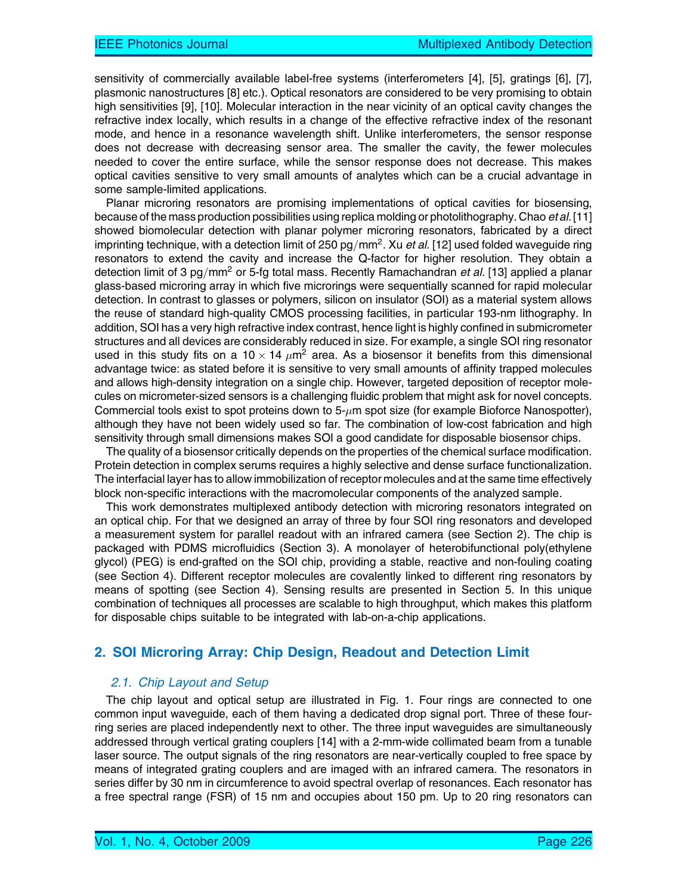sensitivity of commercially available label-free systems (interferometers [4], [5], gratings [6], [7], plasmonic nanostructures [8] etc.). Optical resonators are considered to be very promising to obtain high sensitivities [9], [10]. Molecular interaction in the near vicinity of an optical cavity changes the refractive index locally, which results in a change of the effective refractive index of the resonant mode, and hence in a resonance wavelength shift. Unlike interferometers, the sensor response does not decrease with decreasing sensor area. The smaller the cavity, the fewer molecules needed to cover the entire surface, while the sensor response does not decrease. This makes optical cavities sensitive to very small amounts of analytes which can be a crucial advantage in some sample-limited applications.

Planar microring resonators are promising implementations of optical cavities for biosensing, because of the mass production possibilities using replica molding or photolithography. Chao *et al.* [11] showed biomolecular detection with planar polymer microring resonators, fabricated by a direct imprinting technique, with a detection limit of 250 $pg/mm^2$. Xu *et al.* [12] used folded waveguide ring resonators to extend the cavity and increase the Q-factor for higher resolution. They obtain a detection limit of 3 $pg/mm^2$ or 5-fg total mass. Recently Ramachandran *et al.* [13] applied a planar glass-based microring array in which five microrings were sequentially scanned for rapid molecular detection. In contrast to glasses or polymers, silicon on insulator (SOI) as a material system allows the reuse of standard high-quality CMOS processing facilities, in particular 193-nm lithography. In addition, SOI has a very high refractive index contrast, hence light is highly confined in submicrometer structures and all devices are considerably reduced in size. For example, a single SOI ring resonator used in this study fits on a $10 \times 14$ $\mu m^2$ area. As a biosensor it benefits from this dimensional advantage twice: as stated before it is sensitive to very small amounts of affinity trapped molecules and allows high-density integration on a single chip. However, targeted deposition of receptor molecules on micrometer-sized sensors is a challenging fluidic problem that might ask for novel concepts. Commercial tools exist to spot proteins down to 5-$\mu$m spot size (for example Bioforce Nanospotter), although they have not been widely used so far. The combination of low-cost fabrication and high sensitivity through small dimensions makes SOI a good candidate for disposable biosensor chips.

The quality of a biosensor critically depends on the properties of the chemical surface modification. Protein detection in complex serums requires a highly selective and dense surface functionalization. The interfacial layer has to allow immobilization of receptor molecules and at the same time effectively block non-specific interactions with the macromolecular components of the analyzed sample.

This work demonstrates multiplexed antibody detection with microring resonators integrated on an optical chip. For that we designed an array of three by four SOI ring resonators and developed a measurement system for parallel readout with an infrared camera (see Section 2). The chip is packaged with PDMS microfluidics (Section 3). A monolayer of heterobifunctional poly(ethylene glycol) (PEG) is end-grafted on the SOI chip, providing a stable, reactive and non-fouling coating (see Section 4). Different receptor molecules are covalently linked to different ring resonators by means of spotting (see Section 4). Sensing results are presented in Section 5. In this unique combination of techniques all processes are scalable to high throughput, which makes this platform for disposable chips suitable to be integrated with lab-on-a-chip applications.

## 2. SOI Microring Array: Chip Design, Readout and Detection Limit

### 2.1. Chip Layout and Setup

The chip layout and optical setup are illustrated in Fig. 1. Four rings are connected to one common input waveguide, each of them having a dedicated drop signal port. Three of these four-ring series are placed independently next to other. The three input waveguides are simultaneously addressed through vertical grating couplers [14] with a 2-mm-wide collimated beam from a tunable laser source. The output signals of the ring resonators are near-vertically coupled to free space by means of integrated grating couplers and are imaged with an infrared camera. The resonators in series differ by 30 nm in circumference to avoid spectral overlap of resonances. Each resonator has a free spectral range (FSR) of 15 nm and occupies about 150 pm. Up to 20 ring resonators can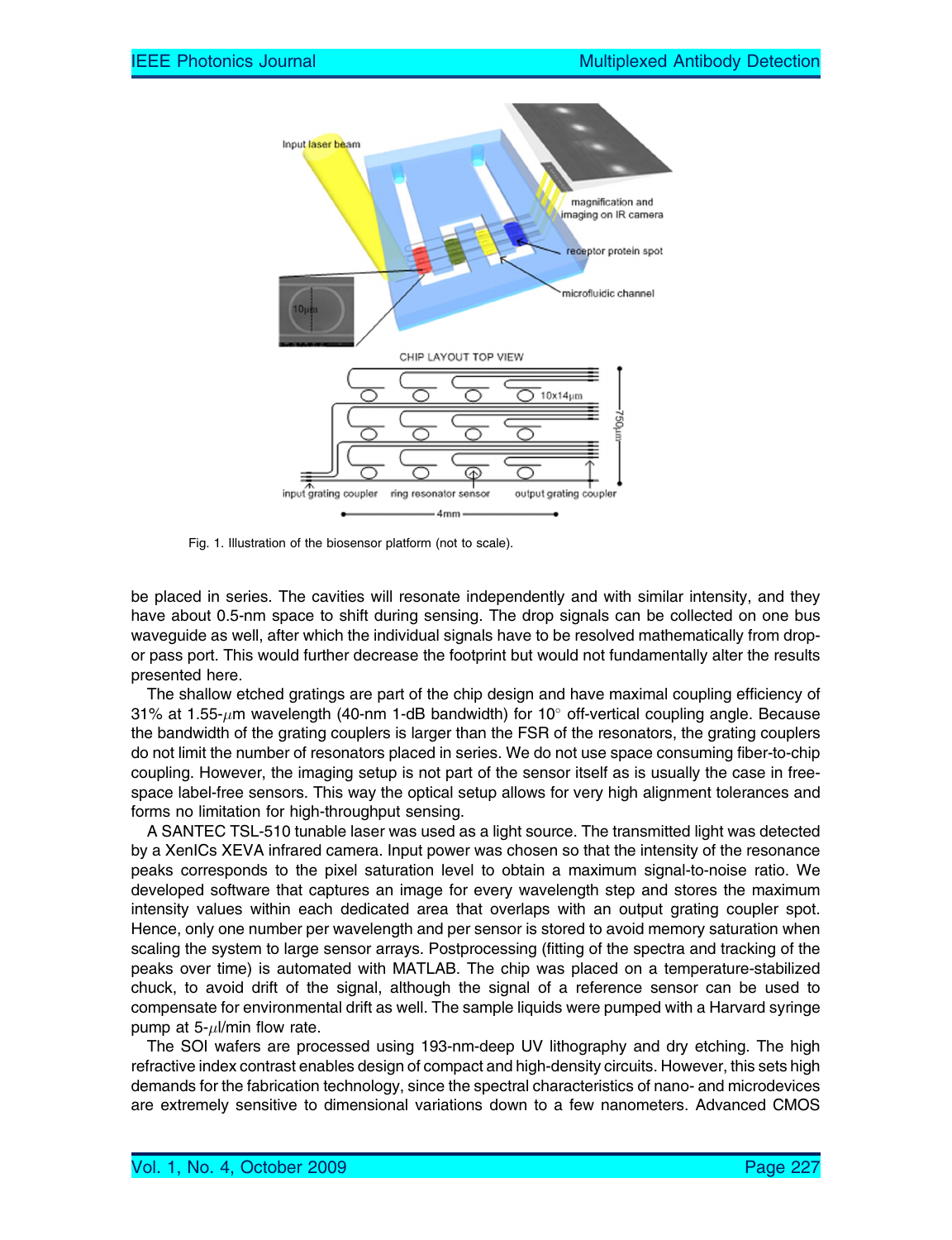Fig. 1. Illustration of the biosensor platform (not to scale).

be placed in series. The cavities will resonate independently and with similar intensity, and they have about 0.5-nm space to shift during sensing. The drop signals can be collected on one bus waveguide as well, after which the individual signals have to be resolved mathematically from drop- or pass port. This would further decrease the footprint but would not fundamentally alter the results presented here.

The shallow etched gratings are part of the chip design and have maximal coupling efficiency of 31% at 1.55-$\mu$m wavelength (40-nm 1-dB bandwidth) for 10° off-vertical coupling angle. Because the bandwidth of the grating couplers is larger than the FSR of the resonators, the grating couplers do not limit the number of resonators placed in series. We do not use space consuming fiber-to-chip coupling. However, the imaging setup is not part of the sensor itself as is usually the case in free-space label-free sensors. This way the optical setup allows for very high alignment tolerances and forms no limitation for high-throughput sensing.

A SANTEC TSL-510 tunable laser was used as a light source. The transmitted light was detected by a XenICs XEVA infrared camera. Input power was chosen so that the intensity of the resonance peaks corresponds to the pixel saturation level to obtain a maximum signal-to-noise ratio. We developed software that captures an image for every wavelength step and stores the maximum intensity values within each dedicated area that overlaps with an output grating coupler spot. Hence, only one number per wavelength and per sensor is stored to avoid memory saturation when scaling the system to large sensor arrays. Postprocessing (fitting of the spectra and tracking of the peaks over time) is automated with MATLAB. The chip was placed on a temperature-stabilized chuck, to avoid drift of the signal, although the signal of a reference sensor can be used to compensate for environmental drift as well. The sample liquids were pumped with a Harvard syringe pump at 5-$\mu$l/min flow rate.

The SOI wafers are processed using 193-nm-deep UV lithography and dry etching. The high refractive index contrast enables design of compact and high-density circuits. However, this sets high demands for the fabrication technology, since the spectral characteristics of nano- and microdevices are extremely sensitive to dimensional variations down to a few nanometers. Advanced CMOS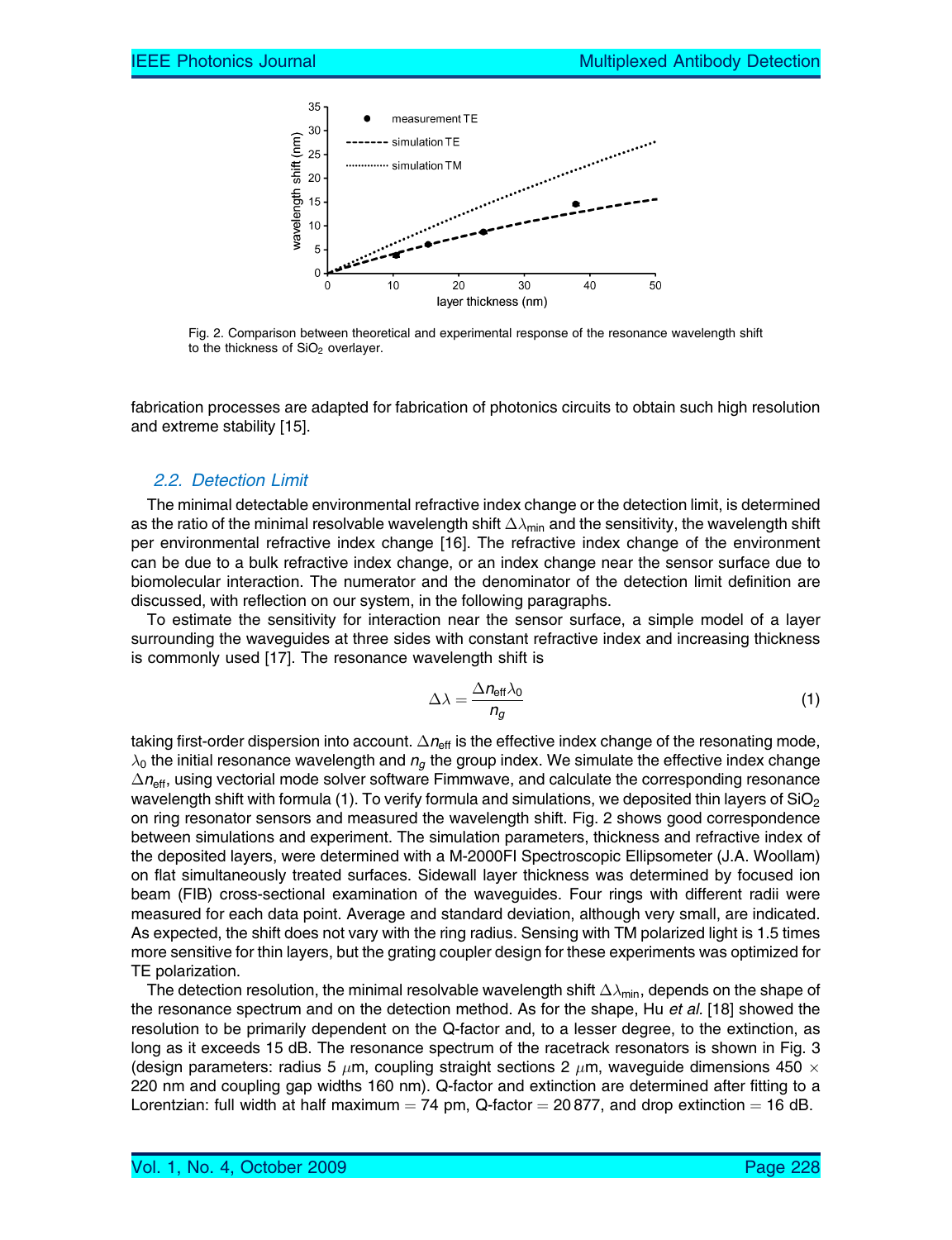Fig. 2. Comparison between theoretical and experimental response of the resonance wavelength shift to the thickness of $SiO_2$ overlayer.

fabrication processes are adapted for fabrication of photonics circuits to obtain such high resolution and extreme stability [15].

### 2.2. Detection Limit

The minimal detectable environmental refractive index change or the detection limit, is determined as the ratio of the minimal resolvable wavelength shift $\Delta\lambda_{min}$ and the sensitivity, the wavelength shift per environmental refractive index change [16]. The refractive index change of the environment can be due to a bulk refractive index change, or an index change near the sensor surface due to biomolecular interaction. The numerator and the denominator of the detection limit definition are discussed, with reflection on our system, in the following paragraphs.

To estimate the sensitivity for interaction near the sensor surface, a simple model of a layer surrounding the waveguides at three sides with constant refractive index and increasing thickness is commonly used [17]. The resonance wavelength shift is

$$\Delta\lambda = \frac{\Delta n_{eff}\lambda_0}{n_g} \tag{1}$$

taking first-order dispersion into account. $\Delta n_{eff}$ is the effective index change of the resonating mode, $\lambda_0$ the initial resonance wavelength and $n_g$ the group index. We simulate the effective index change $\Delta n_{eff}$, using vectorial mode solver software Fimmwave, and calculate the corresponding resonance wavelength shift with formula (1). To verify formula and simulations, we deposited thin layers of $SiO_2$ on ring resonator sensors and measured the wavelength shift. Fig. 2 shows good correspondence between simulations and experiment. The simulation parameters, thickness and refractive index of the deposited layers, were determined with a M-2000FI Spectroscopic Ellipsometer (J.A. Woollam) on flat simultaneously treated surfaces. Sidewall layer thickness was determined by focused ion beam (FIB) cross-sectional examination of the waveguides. Four rings with different radii were measured for each data point. Average and standard deviation, although very small, are indicated. As expected, the shift does not vary with the ring radius. Sensing with TM polarized light is 1.5 times more sensitive for thin layers, but the grating coupler design for these experiments was optimized for TE polarization.

The detection resolution, the minimal resolvable wavelength shift $\Delta\lambda_{min}$, depends on the shape of the resonance spectrum and on the detection method. As for the shape, Hu *et al.* [18] showed the resolution to be primarily dependent on the Q-factor and, to a lesser degree, to the extinction, as long as it exceeds 15 dB. The resonance spectrum of the racetrack resonators is shown in Fig. 3 (design parameters: radius 5 $\mu$m, coupling straight sections 2 $\mu$m, waveguide dimensions 450 $\times$ 220 nm and coupling gap widths 160 nm). Q-factor and extinction are determined after fitting to a Lorentzian: full width at half maximum = 74 pm, Q-factor = 20 877, and drop extinction = 16 dB.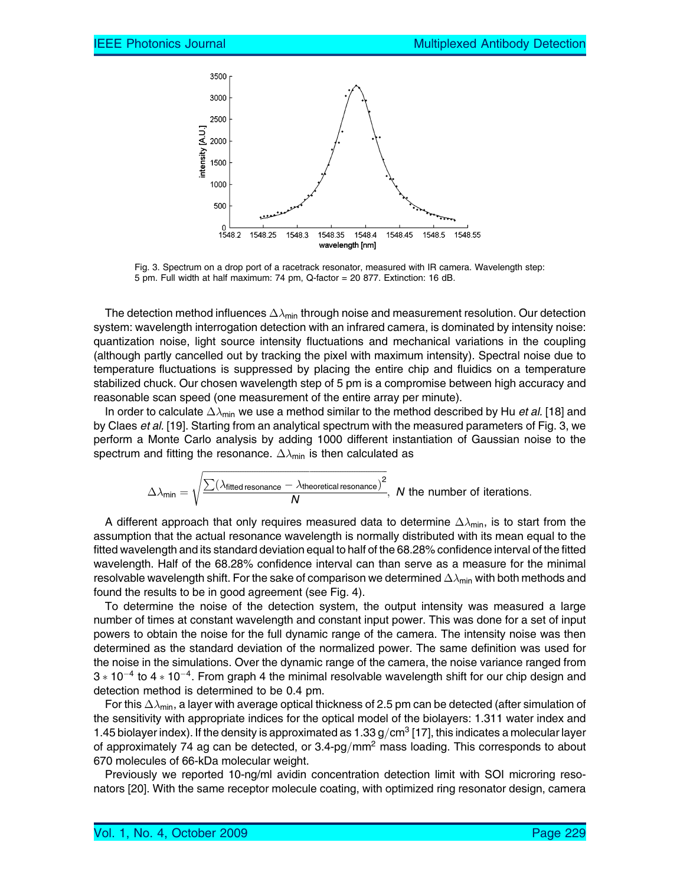Fig. 3. Spectrum on a drop port of a racetrack resonator, measured with IR camera. Wavelength step: 5 pm. Full width at half maximum: 74 pm, Q-factor = 20 877. Extinction: 16 dB.

The detection method influences $\Delta\lambda_{\text{min}}$ through noise and measurement resolution. Our detection system: wavelength interrogation detection with an infrared camera, is dominated by intensity noise: quantization noise, light source intensity fluctuations and mechanical variations in the coupling (although partly cancelled out by tracking the pixel with maximum intensity). Spectral noise due to temperature fluctuations is suppressed by placing the entire chip and fluidics on a temperature stabilized chuck. Our chosen wavelength step of 5 pm is a compromise between high accuracy and reasonable scan speed (one measurement of the entire array per minute).

In order to calculate $\Delta\lambda_{\text{min}}$ we use a method similar to the method described by Hu *et al.* [18] and by Claes *et al.* [19]. Starting from an analytical spectrum with the measured parameters of Fig. 3, we perform a Monte Carlo analysis by adding 1000 different instantiation of Gaussian noise to the spectrum and fitting the resonance. $\Delta\lambda_{\text{min}}$ is then calculated as

$$\Delta\lambda_{\text{min}} = \sqrt{\frac{\sum(\lambda_{\text{fitted resonance}} - \lambda_{\text{theoretical resonance}})^2}{N}}, \quad N \text{ the number of iterations.}$$

A different approach that only requires measured data to determine $\Delta\lambda_{\text{min}}$, is to start from the assumption that the actual resonance wavelength is normally distributed with its mean equal to the fitted wavelength and its standard deviation equal to half of the 68.28% confidence interval of the fitted wavelength. Half of the 68.28% confidence interval can than serve as a measure for the minimal resolvable wavelength shift. For the sake of comparison we determined $\Delta\lambda_{\text{min}}$ with both methods and found the results to be in good agreement (see Fig. 4).

To determine the noise of the detection system, the output intensity was measured a large number of times at constant wavelength and constant input power. This was done for a set of input powers to obtain the noise for the full dynamic range of the camera. The intensity noise was then determined as the standard deviation of the normalized power. The same definition was used for the noise in the simulations. Over the dynamic range of the camera, the noise variance ranged from $3 * 10^{-4}$ to $4 * 10^{-4}$. From graph 4 the minimal resolvable wavelength shift for our chip design and detection method is determined to be 0.4 pm.

For this $\Delta\lambda_{\text{min}}$, a layer with average optical thickness of 2.5 pm can be detected (after simulation of the sensitivity with appropriate indices for the optical model of the biolayers: 1.311 water index and 1.45 biolayer index). If the density is approximated as 1.33 g/cm$^3$ [17], this indicates a molecular layer of approximately 74 ag can be detected, or 3.4-pg/mm$^2$ mass loading. This corresponds to about 670 molecules of 66-kDa molecular weight.

Previously we reported 10-ng/ml avidin concentration detection limit with SOI microring resonators [20]. With the same receptor molecule coating, with optimized ring resonator design, camera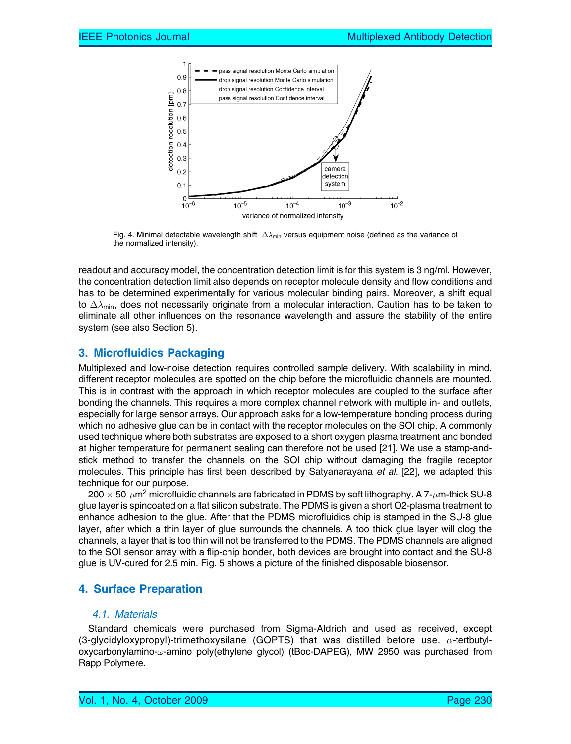Fig. 4. Minimal detectable wavelength shift $\Delta\lambda_{\min}$ versus equipment noise (defined as the variance of the normalized intensity).

readout and accuracy model, the concentration detection limit is for this system is 3 ng/ml. However, the concentration detection limit also depends on receptor molecule density and flow conditions and has to be determined experimentally for various molecular binding pairs. Moreover, a shift equal to $\Delta\lambda_{\min}$, does not necessarily originate from a molecular interaction. Caution has to be taken to eliminate all other influences on the resonance wavelength and assure the stability of the entire system (see also Section 5).

## 3. Microfluidics Packaging

Multiplexed and low-noise detection requires controlled sample delivery. With scalability in mind, different receptor molecules are spotted on the chip before the microfluidic channels are mounted. This is in contrast with the approach in which receptor molecules are coupled to the surface after bonding the channels. This requires a more complex channel network with multiple in- and outlets, especially for large sensor arrays. Our approach asks for a low-temperature bonding process during which no adhesive glue can be in contact with the receptor molecules on the SOI chip. A commonly used technique where both substrates are exposed to a short oxygen plasma treatment and bonded at higher temperature for permanent sealing can therefore not be used [21]. We use a stamp-and-stick method to transfer the channels on the SOI chip without damaging the fragile receptor molecules. This principle has first been described by Satyanarayana *et al.* [22], we adapted this technique for our purpose.

$200 \times 50$ $\mu m^2$ microfluidic channels are fabricated in PDMS by soft lithography. A 7-$\mu$m-thick SU-8 glue layer is spincoated on a flat silicon substrate. The PDMS is given a short O2-plasma treatment to enhance adhesion to the glue. After that the PDMS microfluidics chip is stamped in the SU-8 glue layer, after which a thin layer of glue surrounds the channels. A too thick glue layer will clog the channels, a layer that is too thin will not be transferred to the PDMS. The PDMS channels are aligned to the SOI sensor array with a flip-chip bonder, both devices are brought into contact and the SU-8 glue is UV-cured for 2.5 min. Fig. 5 shows a picture of the finished disposable biosensor.

## 4. Surface Preparation

### 4.1. Materials

Standard chemicals were purchased from Sigma-Aldrich and used as received, except (3-glycidyloxypropyl)-trimethoxysilane (GOPTS) that was distilled before use. $\alpha$-tertbutyloxycarbonylamino-$\omega$-amino poly(ethylene glycol) (tBoc-DAPEG), MW 2950 was purchased from Rapp Polymere.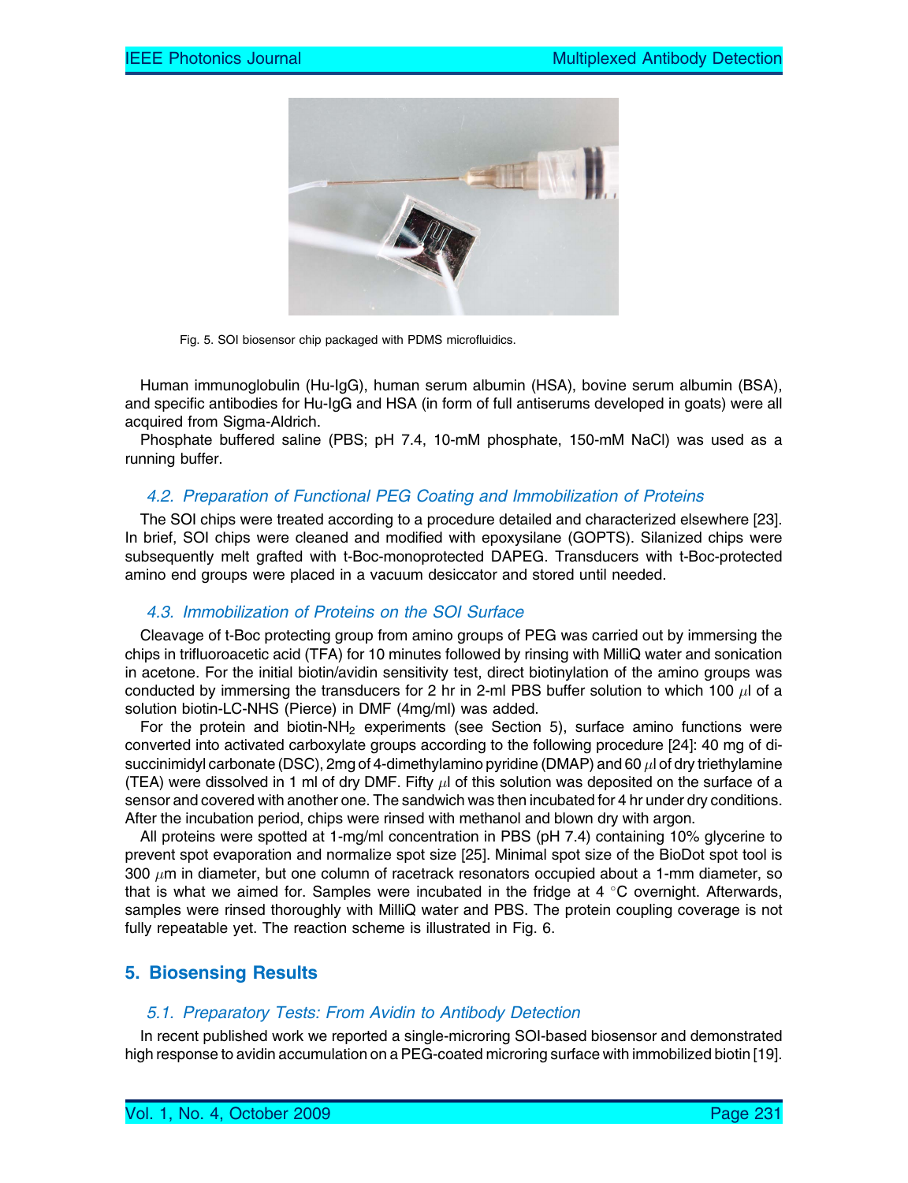Fig. 5. SOI biosensor chip packaged with PDMS microfluidics.

Human immunoglobulin (Hu-IgG), human serum albumin (HSA), bovine serum albumin (BSA), and specific antibodies for Hu-IgG and HSA (in form of full antiserums developed in goats) were all acquired from Sigma-Aldrich.

Phosphate buffered saline (PBS; pH 7.4, 10-mM phosphate, 150-mM NaCl) was used as a running buffer.

### 4.2. Preparation of Functional PEG Coating and Immobilization of Proteins

The SOI chips were treated according to a procedure detailed and characterized elsewhere [23]. In brief, SOI chips were cleaned and modified with epoxysilane (GOPTS). Silanized chips were subsequently melt grafted with t-Boc-monoprotected DAPEG. Transducers with t-Boc-protected amino end groups were placed in a vacuum desiccator and stored until needed.

### 4.3. Immobilization of Proteins on the SOI Surface

Cleavage of t-Boc protecting group from amino groups of PEG was carried out by immersing the chips in trifluoroacetic acid (TFA) for 10 minutes followed by rinsing with MilliQ water and sonication in acetone. For the initial biotin/avidin sensitivity test, direct biotinylation of the amino groups was conducted by immersing the transducers for 2 hr in 2-ml PBS buffer solution to which 100 $\mu$l of a solution biotin-LC-NHS (Pierce) in DMF (4mg/ml) was added.

For the protein and biotin-$NH_2$ experiments (see Section 5), surface amino functions were converted into activated carboxylate groups according to the following procedure [24]: 40 mg of di-succinimidyl carbonate (DSC), 2mg of 4-dimethylamino pyridine (DMAP) and 60 $\mu$l of dry triethylamine (TEA) were dissolved in 1 ml of dry DMF. Fifty $\mu$l of this solution was deposited on the surface of a sensor and covered with another one. The sandwich was then incubated for 4 hr under dry conditions. After the incubation period, chips were rinsed with methanol and blown dry with argon.

All proteins were spotted at 1-mg/ml concentration in PBS (pH 7.4) containing 10% glycerine to prevent spot evaporation and normalize spot size [25]. Minimal spot size of the BioDot spot tool is 300 $\mu$m in diameter, but one column of racetrack resonators occupied about a 1-mm diameter, so that is what we aimed for. Samples were incubated in the fridge at 4 °C overnight. Afterwards, samples were rinsed thoroughly with MilliQ water and PBS. The protein coupling coverage is not fully repeatable yet. The reaction scheme is illustrated in Fig. 6.

## 5. Biosensing Results

### 5.1. Preparatory Tests: From Avidin to Antibody Detection

In recent published work we reported a single-microring SOI-based biosensor and demonstrated high response to avidin accumulation on a PEG-coated microring surface with immobilized biotin [19].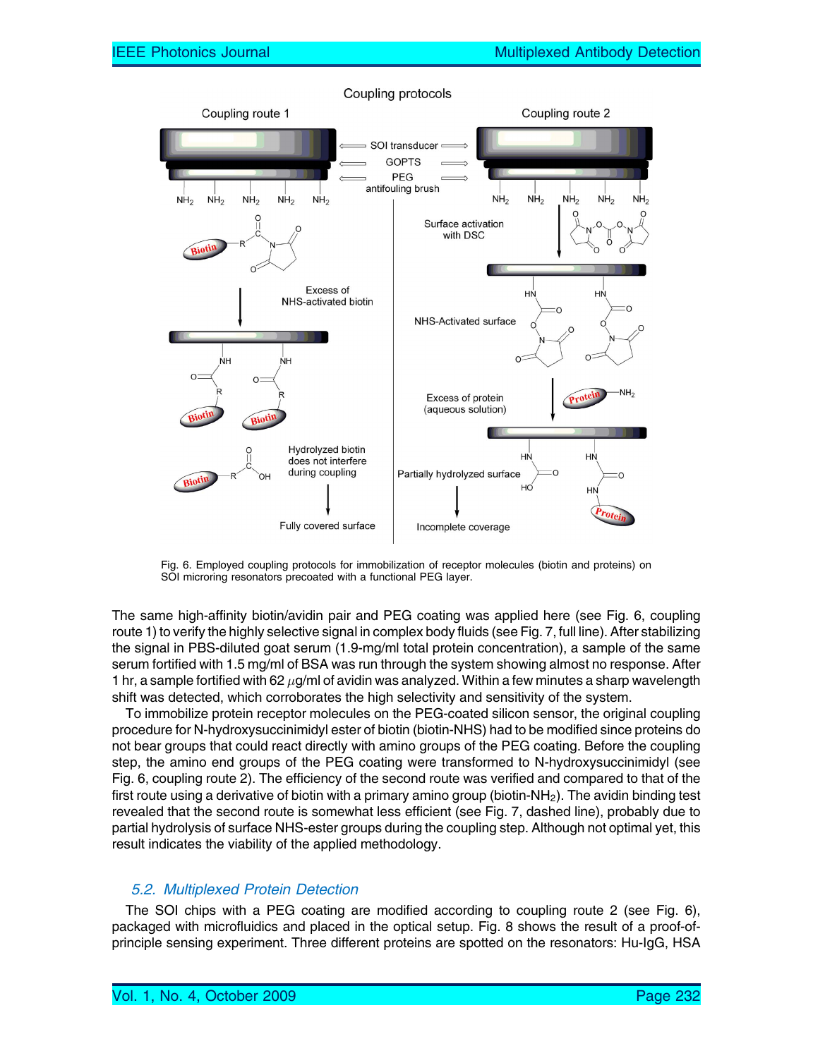Fig. 6. Employed coupling protocols for immobilization of receptor molecules (biotin and proteins) on SOI microring resonators precoated with a functional PEG layer.

The same high-affinity biotin/avidin pair and PEG coating was applied here (see Fig. 6, coupling route 1) to verify the highly selective signal in complex body fluids (see Fig. 7, full line). After stabilizing the signal in PBS-diluted goat serum (1.9-mg/ml total protein concentration), a sample of the same serum fortified with 1.5 mg/ml of BSA was run through the system showing almost no response. After 1 hr, a sample fortified with 62 $\mu$g/ml of avidin was analyzed. Within a few minutes a sharp wavelength shift was detected, which corroborates the high selectivity and sensitivity of the system.

To immobilize protein receptor molecules on the PEG-coated silicon sensor, the original coupling procedure for N-hydroxysuccinimidyl ester of biotin (biotin-NHS) had to be modified since proteins do not bear groups that could react directly with amino groups of the PEG coating. Before the coupling step, the amino end groups of the PEG coating were transformed to N-hydroxysuccinimidyl (see Fig. 6, coupling route 2). The efficiency of the second route was verified and compared to that of the first route using a derivative of biotin with a primary amino group (biotin-$NH_2$). The avidin binding test revealed that the second route is somewhat less efficient (see Fig. 7, dashed line), probably due to partial hydrolysis of surface NHS-ester groups during the coupling step. Although not optimal yet, this result indicates the viability of the applied methodology.

### 5.2. Multiplexed Protein Detection

The SOI chips with a PEG coating are modified according to coupling route 2 (see Fig. 6), packaged with microfluidics and placed in the optical setup. Fig. 8 shows the result of a proof-of-principle sensing experiment. Three different proteins are spotted on the resonators: Hu-IgG, HSA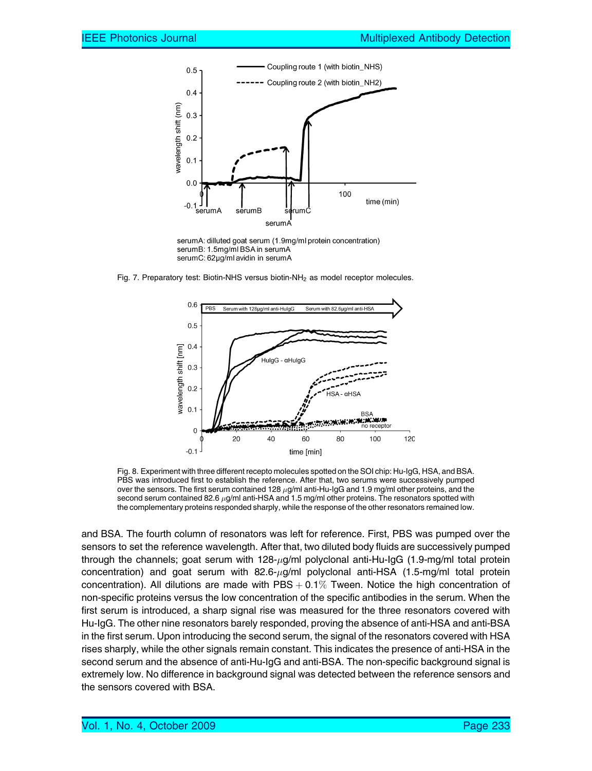serumA: dilluted goat serum (1.9mg/ml protein concentration)
serumB: 1.5mg/ml BSA in serumA
serumC: 62µg/ml avidin in serumA

Fig. 7. Preparatory test: Biotin-NHS versus biotin-$NH_2$ as model receptor molecules.

Fig. 8. Experiment with three different recepto molecules spotted on the SOI chip: Hu-IgG, HSA, and BSA. PBS was introduced first to establish the reference. After that, two serums were successively pumped over the sensors. The first serum contained 128 $\mu$g/ml anti-Hu-IgG and 1.9 mg/ml other proteins, and the second serum contained 82.6 $\mu$g/ml anti-HSA and 1.5 mg/ml other proteins. The resonators spotted with the complementary proteins responded sharply, while the response of the other resonators remained low.

and BSA. The fourth column of resonators was left for reference. First, PBS was pumped over the sensors to set the reference wavelength. After that, two diluted body fluids are successively pumped through the channels; goat serum with 128-$\mu$g/ml polyclonal anti-Hu-IgG (1.9-mg/ml total protein concentration) and goat serum with 82.6-$\mu$g/ml polyclonal anti-HSA (1.5-mg/ml total protein concentration). All dilutions are made with PBS + 0.1% Tween. Notice the high concentration of non-specific proteins versus the low concentration of the specific antibodies in the serum. When the first serum is introduced, a sharp signal rise was measured for the three resonators covered with Hu-IgG. The other nine resonators barely responded, proving the absence of anti-HSA and anti-BSA in the first serum. Upon introducing the second serum, the signal of the resonators covered with HSA rises sharply, while the other signals remain constant. This indicates the presence of anti-HSA in the second serum and the absence of anti-Hu-IgG and anti-BSA. The non-specific background signal is extremely low. No difference in background signal was detected between the reference sensors and the sensors covered with BSA.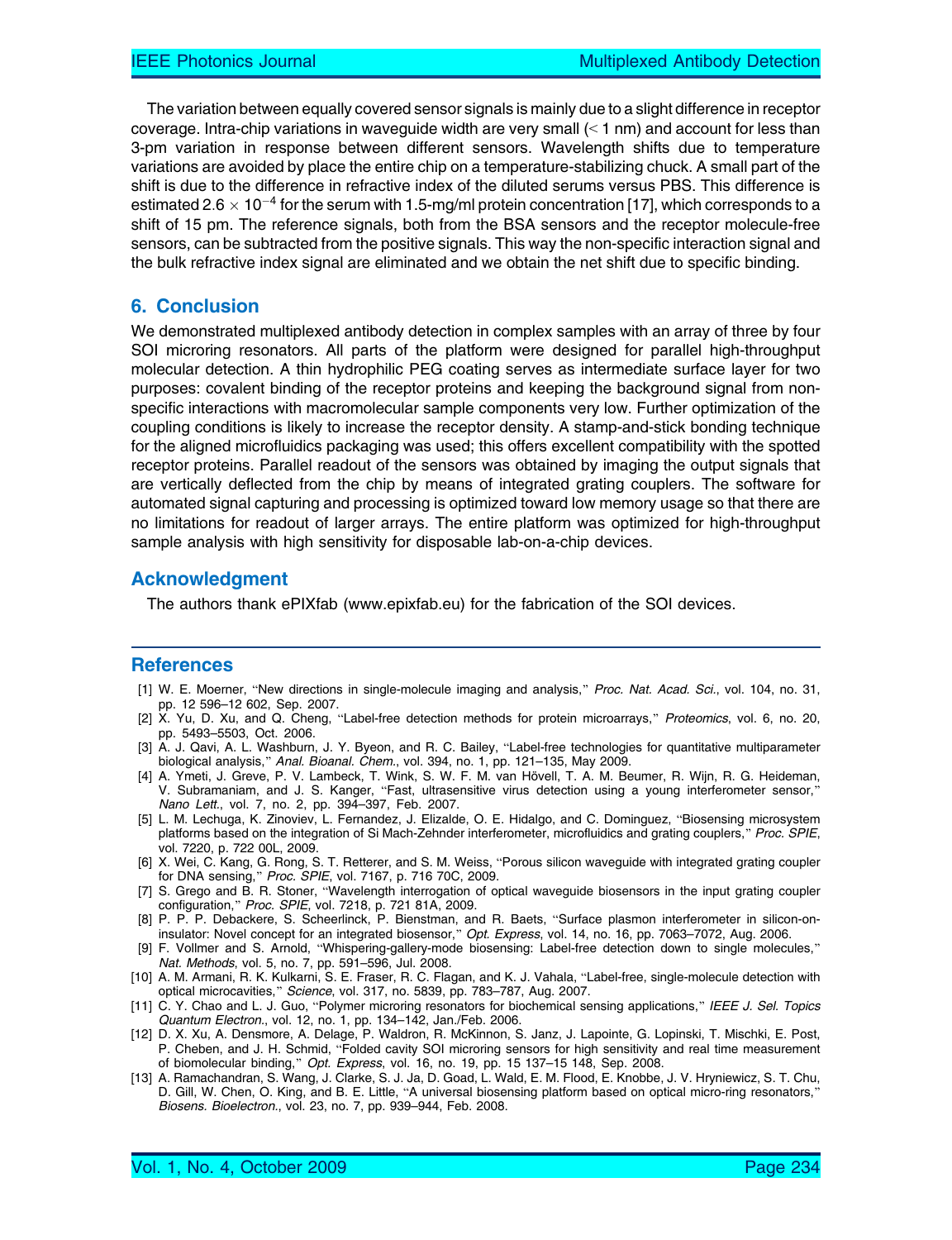The variation between equally covered sensor signals is mainly due to a slight difference in receptor coverage. Intra-chip variations in waveguide width are very small (< 1 nm) and account for less than 3-pm variation in response between different sensors. Wavelength shifts due to temperature variations are avoided by place the entire chip on a temperature-stabilizing chuck. A small part of the shift is due to the difference in refractive index of the diluted serums versus PBS. This difference is estimated $2.6 \times 10^{-4}$ for the serum with 1.5-mg/ml protein concentration [17], which corresponds to a shift of 15 pm. The reference signals, both from the BSA sensors and the receptor molecule-free sensors, can be subtracted from the positive signals. This way the non-specific interaction signal and the bulk refractive index signal are eliminated and we obtain the net shift due to specific binding.

## 6. Conclusion

We demonstrated multiplexed antibody detection in complex samples with an array of three by four SOI microring resonators. All parts of the platform were designed for parallel high-throughput molecular detection. A thin hydrophilic PEG coating serves as intermediate surface layer for two purposes: covalent binding of the receptor proteins and keeping the background signal from non-specific interactions with macromolecular sample components very low. Further optimization of the coupling conditions is likely to increase the receptor density. A stamp-and-stick bonding technique for the aligned microfluidics packaging was used; this offers excellent compatibility with the spotted receptor proteins. Parallel readout of the sensors was obtained by imaging the output signals that are vertically deflected from the chip by means of integrated grating couplers. The software for automated signal capturing and processing is optimized toward low memory usage so that there are no limitations for readout of larger arrays. The entire platform was optimized for high-throughput sample analysis with high sensitivity for disposable lab-on-a-chip devices.

## Acknowledgment

The authors thank ePIXfab (www.epixfab.eu) for the fabrication of the SOI devices.

## References

[1] W. E. Moerner, "New directions in single-molecule imaging and analysis," *Proc. Nat. Acad. Sci.*, vol. 104, no. 31, pp. 12 596–12 602, Sep. 2007.

[2] X. Yu, D. Xu, and Q. Cheng, "Label-free detection methods for protein microarrays," *Proteomics*, vol. 6, no. 20, pp. 5493–5503, Oct. 2006.

[3] A. J. Qavi, A. L. Washburn, J. Y. Byeon, and R. C. Bailey, "Label-free technologies for quantitative multiparameter biological analysis," *Anal. Bioanal. Chem.*, vol. 394, no. 1, pp. 121–135, May 2009.

[4] A. Ymeti, J. Greve, P. V. Lambeck, T. Wink, S. W. F. M. van Hövell, T. A. M. Beumer, R. Wijn, R. G. Heideman, V. Subramaniam, and J. S. Kanger, "Fast, ultrasensitive virus detection using a young interferometer sensor," *Nano Lett.*, vol. 7, no. 2, pp. 394–397, Feb. 2007.

[5] L. M. Lechuga, K. Zinoviev, L. Fernandez, J. Elizalde, O. E. Hidalgo, and C. Dominguez, "Biosensing microsystem platforms based on the integration of Si Mach-Zehnder interferometer, microfluidics and grating couplers," *Proc. SPIE*, vol. 7220, p. 722 00L, 2009.

[6] X. Wei, C. Kang, G. Rong, S. T. Retterer, and S. M. Weiss, "Porous silicon waveguide with integrated grating coupler for DNA sensing," *Proc. SPIE*, vol. 7167, p. 716 70C, 2009.

[7] S. Grego and B. R. Stoner, "Wavelength interrogation of optical waveguide biosensors in the input grating coupler configuration," *Proc. SPIE*, vol. 7218, p. 721 81A, 2009.

[8] P. P. P. Debackere, S. Scheerlinck, P. Bienstman, and R. Baets, "Surface plasmon interferometer in silicon-on-insulator: Novel concept for an integrated biosensor," *Opt. Express*, vol. 14, no. 16, pp. 7063–7072, Aug. 2006.

[9] F. Vollmer and S. Arnold, "Whispering-gallery-mode biosensing: Label-free detection down to single molecules," *Nat. Methods*, vol. 5, no. 7, pp. 591–596, Jul. 2008.

[10] A. M. Armani, R. K. Kulkarni, S. E. Fraser, R. C. Flagan, and K. J. Vahala, "Label-free, single-molecule detection with optical microcavities," *Science*, vol. 317, no. 5839, pp. 783–787, Aug. 2007.

[11] C. Y. Chao and L. J. Guo, "Polymer microring resonators for biochemical sensing applications," *IEEE J. Sel. Topics Quantum Electron.*, vol. 12, no. 1, pp. 134–142, Jan./Feb. 2006.

[12] D. X. Xu, A. Densmore, A. Delage, P. Waldron, R. McKinnon, S. Janz, J. Lapointe, G. Lopinski, T. Mischki, E. Post, P. Cheben, and J. H. Schmid, "Folded cavity SOI microring sensors for high sensitivity and real time measurement of biomolecular binding," *Opt. Express*, vol. 16, no. 19, pp. 15 137–15 148, Sep. 2008.

[13] A. Ramachandran, S. Wang, J. Clarke, S. J. Ja, D. Goad, L. Wald, E. M. Flood, E. Knobbe, J. V. Hryniewicz, S. T. Chu, D. Gill, W. Chen, O. King, and B. E. Little, "A universal biosensing platform based on optical micro-ring resonators," *Biosens. Bioelectron.*, vol. 23, no. 7, pp. 939–944, Feb. 2008.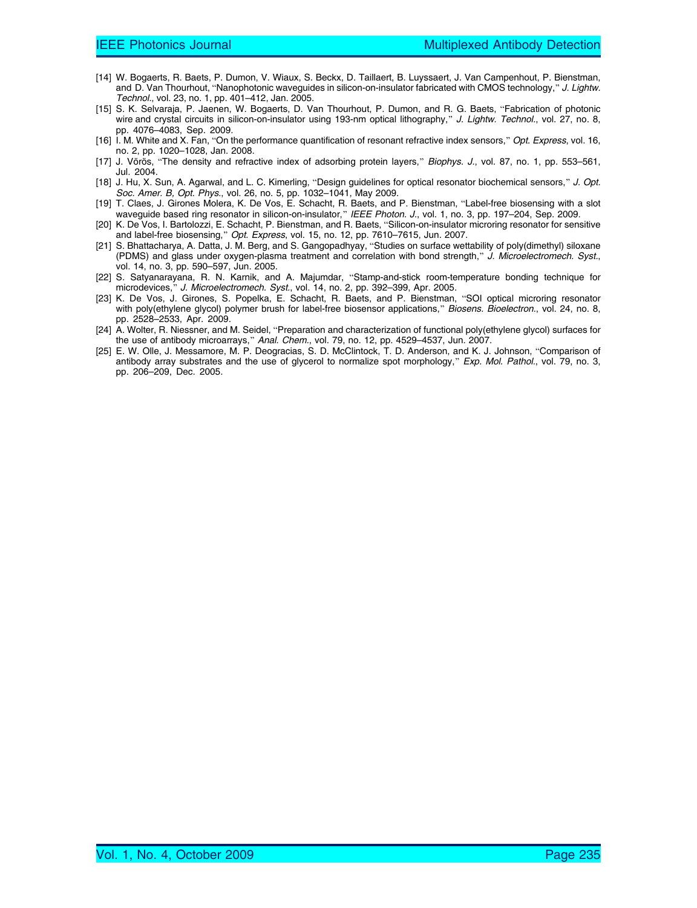[14] W. Bogaerts, R. Baets, P. Dumon, V. Wiaux, S. Beckx, D. Taillaert, B. Luyssaert, J. Van Campenhout, P. Bienstman, and D. Van Thourhout, "Nanophotonic waveguides in silicon-on-insulator fabricated with CMOS technology," *J. Lightw. Technol.*, vol. 23, no. 1, pp. 401–412, Jan. 2005.

[15] S. K. Selvaraja, P. Jaenen, W. Bogaerts, D. Van Thourhout, P. Dumon, and R. G. Baets, "Fabrication of photonic wire and crystal circuits in silicon-on-insulator using 193-nm optical lithography," *J. Lightw. Technol.*, vol. 27, no. 8, pp. 4076–4083, Sep. 2009.

[16] I. M. White and X. Fan, "On the performance quantification of resonant refractive index sensors," *Opt. Express*, vol. 16, no. 2, pp. 1020–1028, Jan. 2008.

[17] J. Vörös, "The density and refractive index of adsorbing protein layers," *Biophys. J.*, vol. 87, no. 1, pp. 553–561, Jul. 2004.

[18] J. Hu, X. Sun, A. Agarwal, and L. C. Kimerling, "Design guidelines for optical resonator biochemical sensors," *J. Opt. Soc. Amer. B, Opt. Phys.*, vol. 26, no. 5, pp. 1032–1041, May 2009.

[19] T. Claes, J. Girones Molera, K. De Vos, E. Schacht, R. Baets, and P. Bienstman, "Label-free biosensing with a slot waveguide based ring resonator in silicon-on-insulator," *IEEE Photon. J.*, vol. 1, no. 3, pp. 197–204, Sep. 2009.

[20] K. De Vos, I. Bartolozzi, E. Schacht, P. Bienstman, and R. Baets, "Silicon-on-insulator microring resonator for sensitive and label-free biosensing," *Opt. Express*, vol. 15, no. 12, pp. 7610–7615, Jun. 2007.

[21] S. Bhattacharya, A. Datta, J. M. Berg, and S. Gangopadhyay, "Studies on surface wettability of poly(dimethyl) siloxane (PDMS) and glass under oxygen-plasma treatment and correlation with bond strength," *J. Microelectromech. Syst.*, vol. 14, no. 3, pp. 590–597, Jun. 2005.

[22] S. Satyanarayana, R. N. Karnik, and A. Majumdar, "Stamp-and-stick room-temperature bonding technique for microdevices," *J. Microelectromech. Syst.*, vol. 14, no. 2, pp. 392–399, Apr. 2005.

[23] K. De Vos, J. Girones, S. Popelka, E. Schacht, R. Baets, and P. Bienstman, "SOI optical microring resonator with poly(ethylene glycol) polymer brush for label-free biosensor applications," *Biosens. Bioelectron.*, vol. 24, no. 8, pp. 2528–2533, Apr. 2009.

[24] A. Wolter, R. Niessner, and M. Seidel, "Preparation and characterization of functional poly(ethylene glycol) surfaces for the use of antibody microarrays," *Anal. Chem.*, vol. 79, no. 12, pp. 4529–4537, Jun. 2007.

[25] E. W. Olle, J. Messamore, M. P. Deogracias, S. D. McClintock, T. D. Anderson, and K. J. Johnson, "Comparison of antibody array substrates and the use of glycerol to normalize spot morphology," *Exp. Mol. Pathol.*, vol. 79, no. 3, pp. 206–209, Dec. 2005.